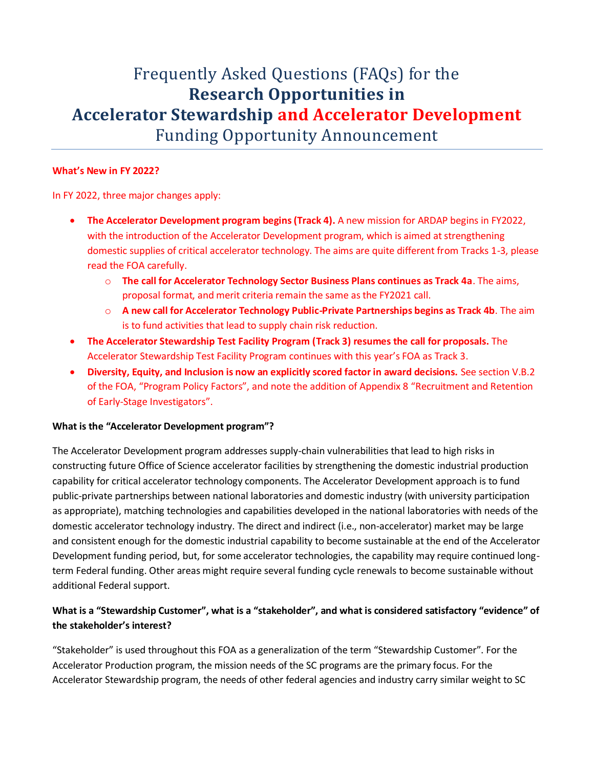# Frequently Asked Questions (FAQs) for the **Research Opportunities in Accelerator Stewardship and Accelerator Development** Funding Opportunity Announcement

**What's New in FY 2022?**

In FY 2022, three major changes apply:

- **The Accelerator Development program begins (Track 4).** A new mission for ARDAP begins in FY2022, with the introduction of the Accelerator Development program, which is aimed at strengthening domestic supplies of critical accelerator technology. The aims are quite different from Tracks 1-3, please read the FOA carefully.
    - **The call for Accelerator Technology Sector Business Plans continues as Track 4a**. The aims, proposal format, and merit criteria remain the same as the FY2021 call.
    - **A new call for Accelerator Technology Public-Private Partnerships begins as Track 4b**. The aim is to fund activities that lead to supply chain risk reduction.
- **The Accelerator Stewardship Test Facility Program (Track 3) resumes the call for proposals.** The Accelerator Stewardship Test Facility Program continues with this year's FOA as Track 3.
- **Diversity, Equity, and Inclusion is now an explicitly scored factor in award decisions.** See section V.B.2 of the FOA, "Program Policy Factors", and note the addition of Appendix 8 "Recruitment and Retention of Early-Stage Investigators".

**What is the "Accelerator Development program"?**

The Accelerator Development program addresses supply-chain vulnerabilities that lead to high risks in constructing future Office of Science accelerator facilities by strengthening the domestic industrial production capability for critical accelerator technology components. The Accelerator Development approach is to fund public-private partnerships between national laboratories and domestic industry (with university participation as appropriate), matching technologies and capabilities developed in the national laboratories with needs of the domestic accelerator technology industry. The direct and indirect (i.e., non-accelerator) market may be large and consistent enough for the domestic industrial capability to become sustainable at the end of the Accelerator Development funding period, but, for some accelerator technologies, the capability may require continued long-term Federal funding. Other areas might require several funding cycle renewals to become sustainable without additional Federal support.

**What is a "Stewardship Customer", what is a "stakeholder", and what is considered satisfactory "evidence" of the stakeholder's interest?**

"Stakeholder" is used throughout this FOA as a generalization of the term "Stewardship Customer". For the Accelerator Production program, the mission needs of the SC programs are the primary focus. For the Accelerator Stewardship program, the needs of other federal agencies and industry carry similar weight to SC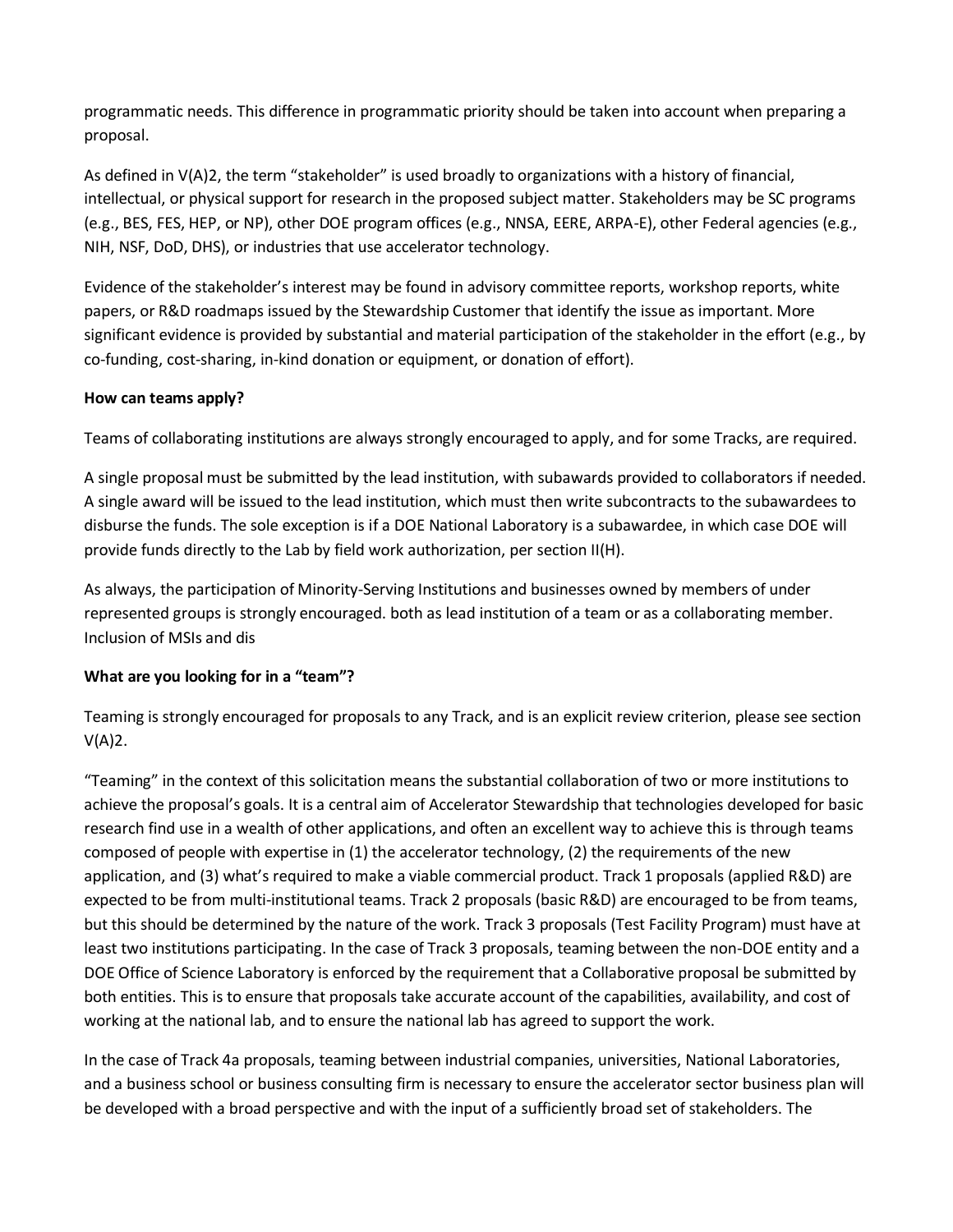programmatic needs. This difference in programmatic priority should be taken into account when preparing a proposal.

As defined in V(A)2, the term "stakeholder" is used broadly to organizations with a history of financial, intellectual, or physical support for research in the proposed subject matter. Stakeholders may be SC programs (e.g., BES, FES, HEP, or NP), other DOE program offices (e.g., NNSA, EERE, ARPA-E), other Federal agencies (e.g., NIH, NSF, DoD, DHS), or industries that use accelerator technology.

Evidence of the stakeholder's interest may be found in advisory committee reports, workshop reports, white papers, or R&D roadmaps issued by the Stewardship Customer that identify the issue as important. More significant evidence is provided by substantial and material participation of the stakeholder in the effort (e.g., by co-funding, cost-sharing, in-kind donation or equipment, or donation of effort).

**How can teams apply?**

Teams of collaborating institutions are always strongly encouraged to apply, and for some Tracks, are required.

A single proposal must be submitted by the lead institution, with subawards provided to collaborators if needed. A single award will be issued to the lead institution, which must then write subcontracts to the subawardees to disburse the funds. The sole exception is if a DOE National Laboratory is a subawardee, in which case DOE will provide funds directly to the Lab by field work authorization, per section II(H).

As always, the participation of Minority-Serving Institutions and businesses owned by members of under represented groups is strongly encouraged. both as lead institution of a team or as a collaborating member. Inclusion of MSIs and dis

**What are you looking for in a "team"?**

Teaming is strongly encouraged for proposals to any Track, and is an explicit review criterion, please see section V(A)2.

"Teaming" in the context of this solicitation means the substantial collaboration of two or more institutions to achieve the proposal's goals. It is a central aim of Accelerator Stewardship that technologies developed for basic research find use in a wealth of other applications, and often an excellent way to achieve this is through teams composed of people with expertise in (1) the accelerator technology, (2) the requirements of the new application, and (3) what's required to make a viable commercial product. Track 1 proposals (applied R&D) are expected to be from multi-institutional teams. Track 2 proposals (basic R&D) are encouraged to be from teams, but this should be determined by the nature of the work. Track 3 proposals (Test Facility Program) must have at least two institutions participating. In the case of Track 3 proposals, teaming between the non-DOE entity and a DOE Office of Science Laboratory is enforced by the requirement that a Collaborative proposal be submitted by both entities. This is to ensure that proposals take accurate account of the capabilities, availability, and cost of working at the national lab, and to ensure the national lab has agreed to support the work.

In the case of Track 4a proposals, teaming between industrial companies, universities, National Laboratories, and a business school or business consulting firm is necessary to ensure the accelerator sector business plan will be developed with a broad perspective and with the input of a sufficiently broad set of stakeholders. The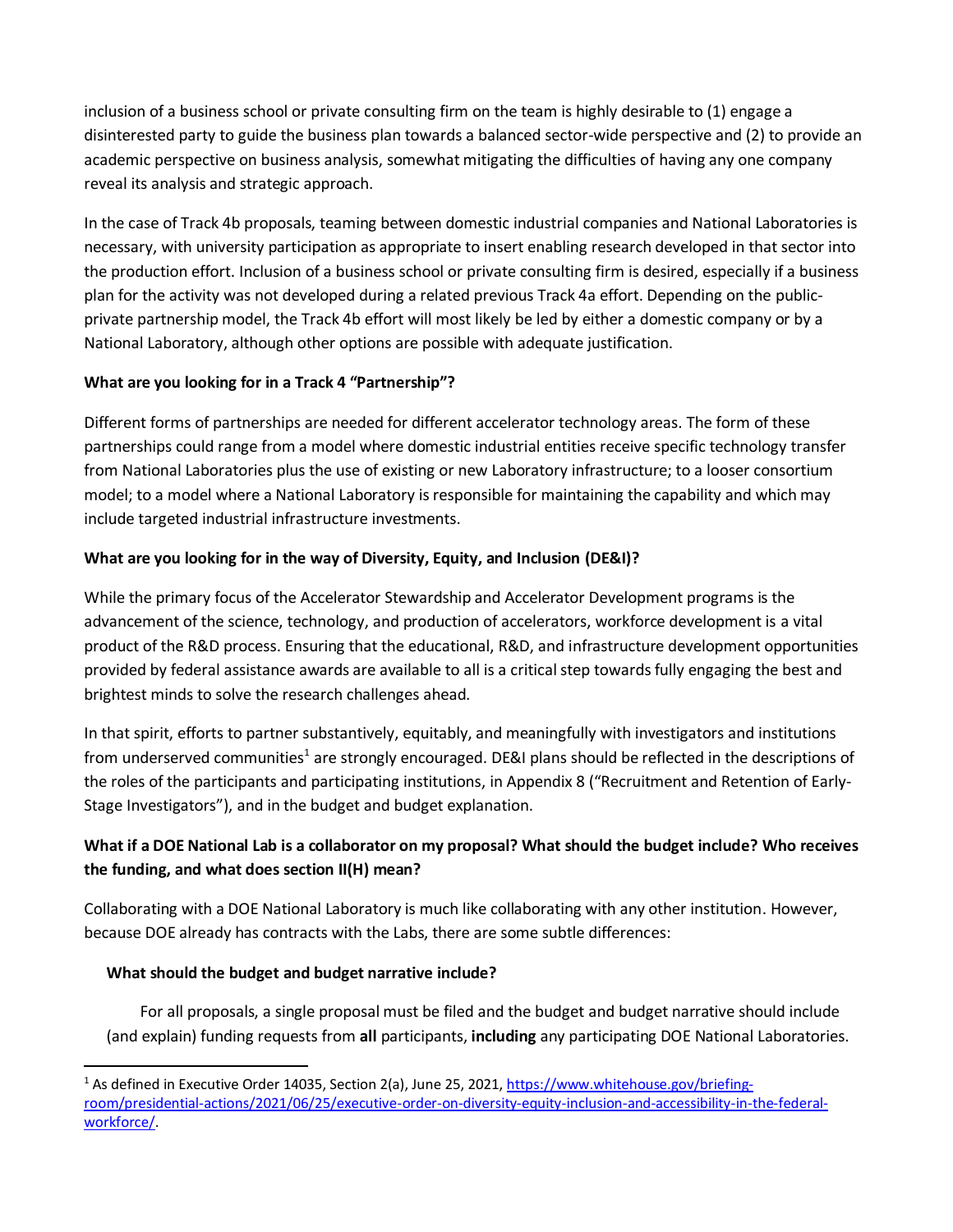inclusion of a business school or private consulting firm on the team is highly desirable to (1) engage a disinterested party to guide the business plan towards a balanced sector-wide perspective and (2) to provide an academic perspective on business analysis, somewhat mitigating the difficulties of having any one company reveal its analysis and strategic approach.

In the case of Track 4b proposals, teaming between domestic industrial companies and National Laboratories is necessary, with university participation as appropriate to insert enabling research developed in that sector into the production effort. Inclusion of a business school or private consulting firm is desired, especially if a business plan for the activity was not developed during a related previous Track 4a effort. Depending on the public-private partnership model, the Track 4b effort will most likely be led by either a domestic company or by a National Laboratory, although other options are possible with adequate justification.

**What are you looking for in a Track 4 "Partnership"?**

Different forms of partnerships are needed for different accelerator technology areas. The form of these partnerships could range from a model where domestic industrial entities receive specific technology transfer from National Laboratories plus the use of existing or new Laboratory infrastructure; to a looser consortium model; to a model where a National Laboratory is responsible for maintaining the capability and which may include targeted industrial infrastructure investments.

**What are you looking for in the way of Diversity, Equity, and Inclusion (DE&I)?**

While the primary focus of the Accelerator Stewardship and Accelerator Development programs is the advancement of the science, technology, and production of accelerators, workforce development is a vital product of the R&D process. Ensuring that the educational, R&D, and infrastructure development opportunities provided by federal assistance awards are available to all is a critical step towards fully engaging the best and brightest minds to solve the research challenges ahead.

In that spirit, efforts to partner substantively, equitably, and meaningfully with investigators and institutions from underserved communities[1] are strongly encouraged. DE&I plans should be reflected in the descriptions of the roles of the participants and participating institutions, in Appendix 8 ("Recruitment and Retention of Early-Stage Investigators"), and in the budget and budget explanation.

**What if a DOE National Lab is a collaborator on my proposal? What should the budget include? Who receives the funding, and what does section II(H) mean?**

Collaborating with a DOE National Laboratory is much like collaborating with any other institution. However, because DOE already has contracts with the Labs, there are some subtle differences:

**What should the budget and budget narrative include?**

For all proposals, a single proposal must be filed and the budget and budget narrative should include (and explain) funding requests from **all** participants, **including** any participating DOE National Laboratories.

[1] As defined in Executive Order 14035, Section 2(a), June 25, 2021, https://www.whitehouse.gov/briefing-room/presidential-actions/2021/06/25/executive-order-on-diversity-equity-inclusion-and-accessibility-in-the-federal-workforce/.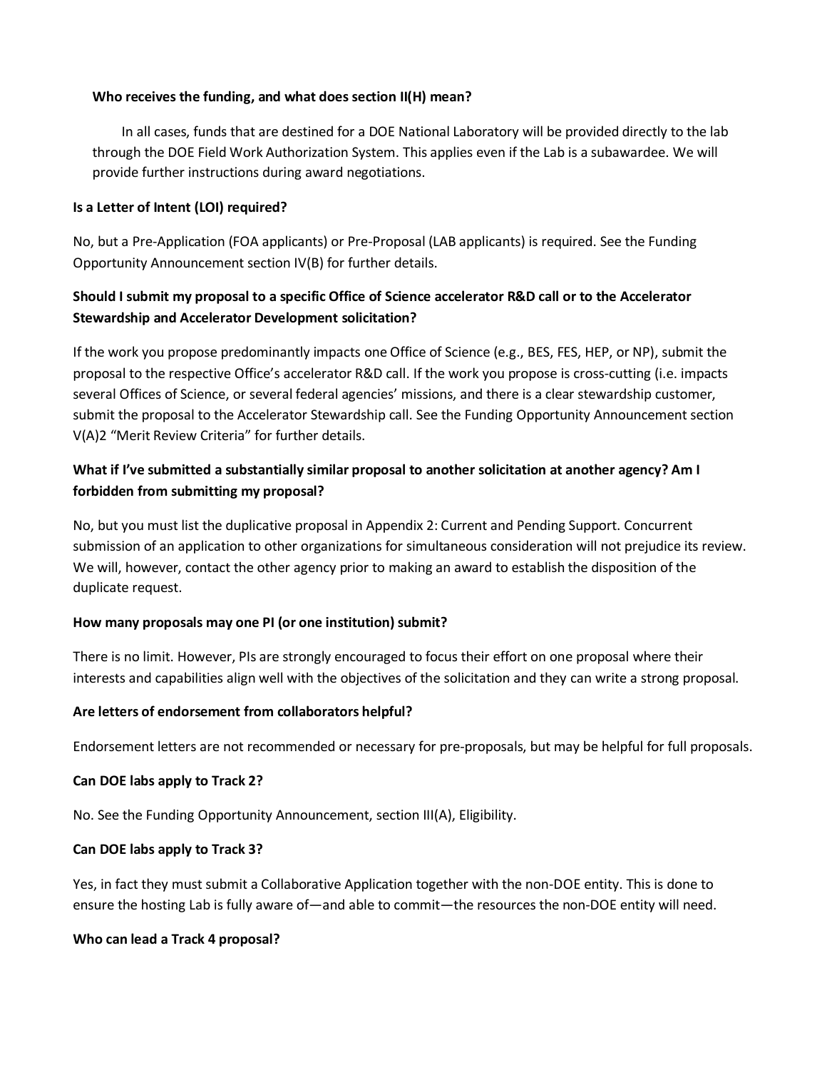**Who receives the funding, and what does section II(H) mean?**

In all cases, funds that are destined for a DOE National Laboratory will be provided directly to the lab through the DOE Field Work Authorization System. This applies even if the Lab is a subawardee. We will provide further instructions during award negotiations.

**Is a Letter of Intent (LOI) required?**

No, but a Pre-Application (FOA applicants) or Pre-Proposal (LAB applicants) is required. See the Funding Opportunity Announcement section IV(B) for further details.

**Should I submit my proposal to a specific Office of Science accelerator R&D call or to the Accelerator Stewardship and Accelerator Development solicitation?**

If the work you propose predominantly impacts one Office of Science (e.g., BES, FES, HEP, or NP), submit the proposal to the respective Office's accelerator R&D call. If the work you propose is cross-cutting (i.e. impacts several Offices of Science, or several federal agencies' missions, and there is a clear stewardship customer, submit the proposal to the Accelerator Stewardship call. See the Funding Opportunity Announcement section V(A)2 "Merit Review Criteria" for further details.

**What if I've submitted a substantially similar proposal to another solicitation at another agency? Am I forbidden from submitting my proposal?**

No, but you must list the duplicative proposal in Appendix 2: Current and Pending Support. Concurrent submission of an application to other organizations for simultaneous consideration will not prejudice its review. We will, however, contact the other agency prior to making an award to establish the disposition of the duplicate request.

**How many proposals may one PI (or one institution) submit?**

There is no limit. However, PIs are strongly encouraged to focus their effort on one proposal where their interests and capabilities align well with the objectives of the solicitation and they can write a strong proposal.

**Are letters of endorsement from collaborators helpful?**

Endorsement letters are not recommended or necessary for pre-proposals, but may be helpful for full proposals.

**Can DOE labs apply to Track 2?**

No. See the Funding Opportunity Announcement, section III(A), Eligibility.

**Can DOE labs apply to Track 3?**

Yes, in fact they must submit a Collaborative Application together with the non-DOE entity. This is done to ensure the hosting Lab is fully aware of—and able to commit—the resources the non-DOE entity will need.

**Who can lead a Track 4 proposal?**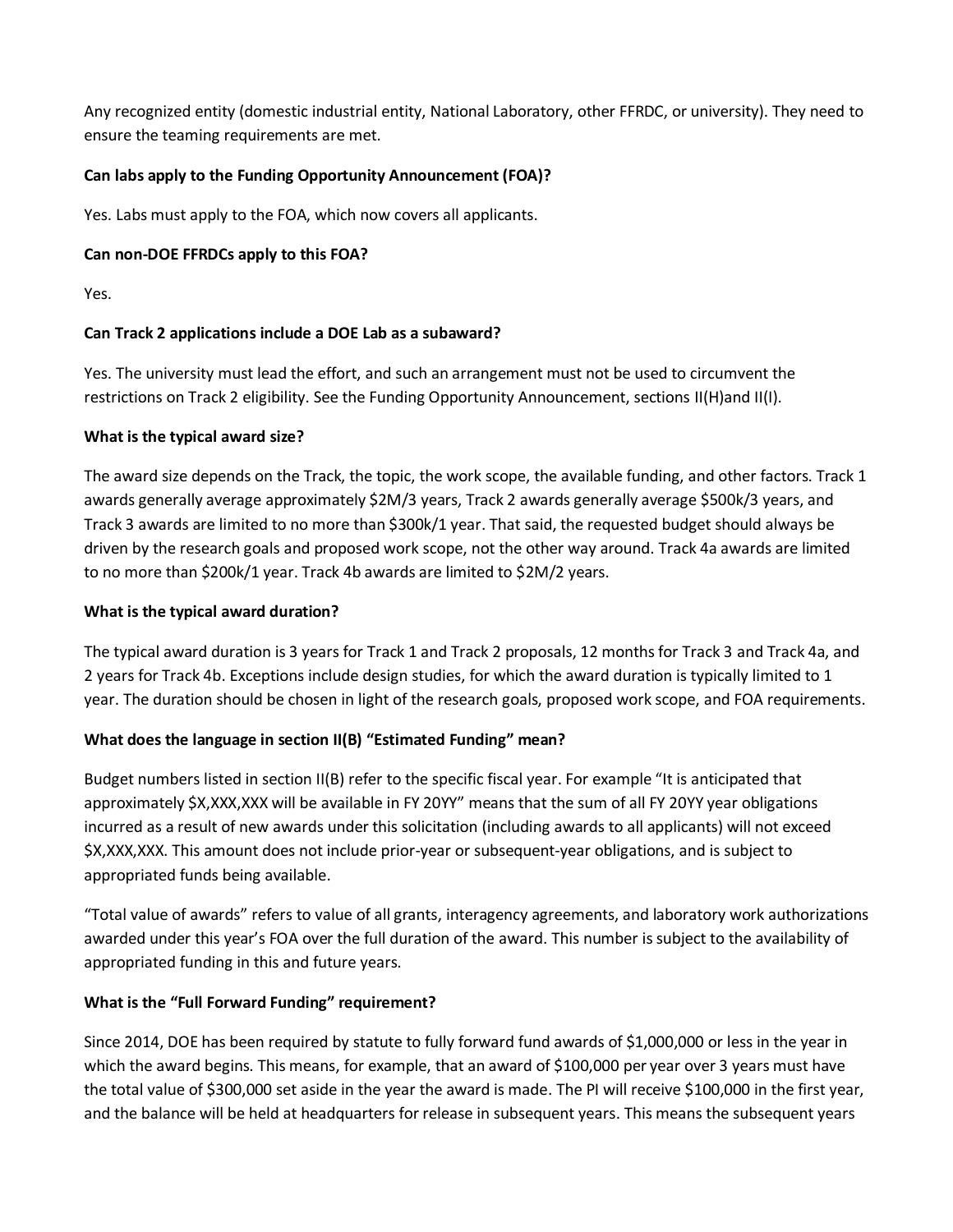Any recognized entity (domestic industrial entity, National Laboratory, other FFRDC, or university). They need to ensure the teaming requirements are met.

**Can labs apply to the Funding Opportunity Announcement (FOA)?**

Yes. Labs must apply to the FOA, which now covers all applicants.

**Can non-DOE FFRDCs apply to this FOA?**

Yes.

**Can Track 2 applications include a DOE Lab as a subaward?**

Yes. The university must lead the effort, and such an arrangement must not be used to circumvent the restrictions on Track 2 eligibility. See the Funding Opportunity Announcement, sections II(H)and II(I).

**What is the typical award size?**

The award size depends on the Track, the topic, the work scope, the available funding, and other factors. Track 1 awards generally average approximately $2M/3 years, Track 2 awards generally average $500k/3 years, and Track 3 awards are limited to no more than $300k/1 year. That said, the requested budget should always be driven by the research goals and proposed work scope, not the other way around. Track 4a awards are limited to no more than $200k/1 year. Track 4b awards are limited to $2M/2 years.

**What is the typical award duration?**

The typical award duration is 3 years for Track 1 and Track 2 proposals, 12 months for Track 3 and Track 4a, and 2 years for Track 4b. Exceptions include design studies, for which the award duration is typically limited to 1 year. The duration should be chosen in light of the research goals, proposed work scope, and FOA requirements.

**What does the language in section II(B) "Estimated Funding" mean?**

Budget numbers listed in section II(B) refer to the specific fiscal year. For example "It is anticipated that approximately $X,XXX,XXX will be available in FY 20YY" means that the sum of all FY 20YY year obligations incurred as a result of new awards under this solicitation (including awards to all applicants) will not exceed $X,XXX,XXX. This amount does not include prior-year or subsequent-year obligations, and is subject to appropriated funds being available.

"Total value of awards" refers to value of all grants, interagency agreements, and laboratory work authorizations awarded under this year's FOA over the full duration of the award. This number is subject to the availability of appropriated funding in this and future years.

**What is the "Full Forward Funding" requirement?**

Since 2014, DOE has been required by statute to fully forward fund awards of $1,000,000 or less in the year in which the award begins. This means, for example, that an award of $100,000 per year over 3 years must have the total value of $300,000 set aside in the year the award is made. The PI will receive $100,000 in the first year, and the balance will be held at headquarters for release in subsequent years. This means the subsequent years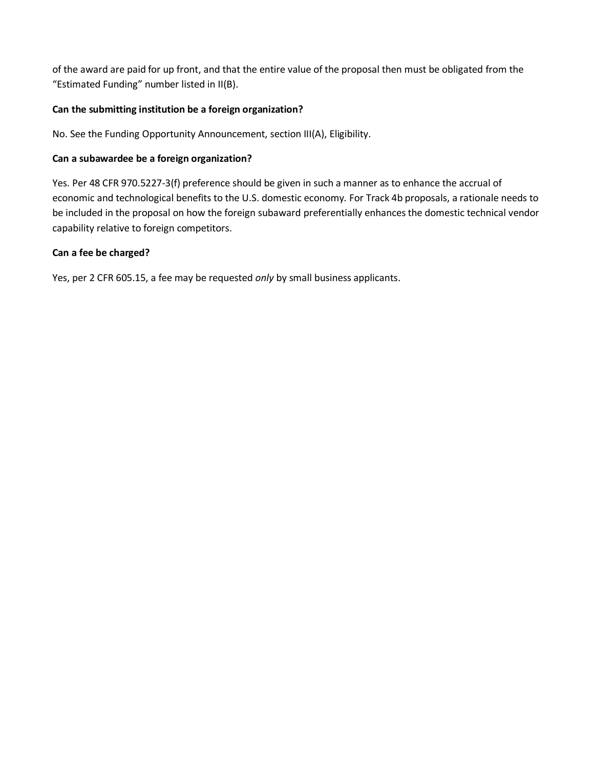of the award are paid for up front, and that the entire value of the proposal then must be obligated from the "Estimated Funding" number listed in II(B).

**Can the submitting institution be a foreign organization?**

No. See the Funding Opportunity Announcement, section III(A), Eligibility.

**Can a subawardee be a foreign organization?**

Yes. Per 48 CFR 970.5227-3(f) preference should be given in such a manner as to enhance the accrual of economic and technological benefits to the U.S. domestic economy. For Track 4b proposals, a rationale needs to be included in the proposal on how the foreign subaward preferentially enhances the domestic technical vendor capability relative to foreign competitors.

**Can a fee be charged?**

Yes, per 2 CFR 605.15, a fee may be requested *only* by small business applicants.